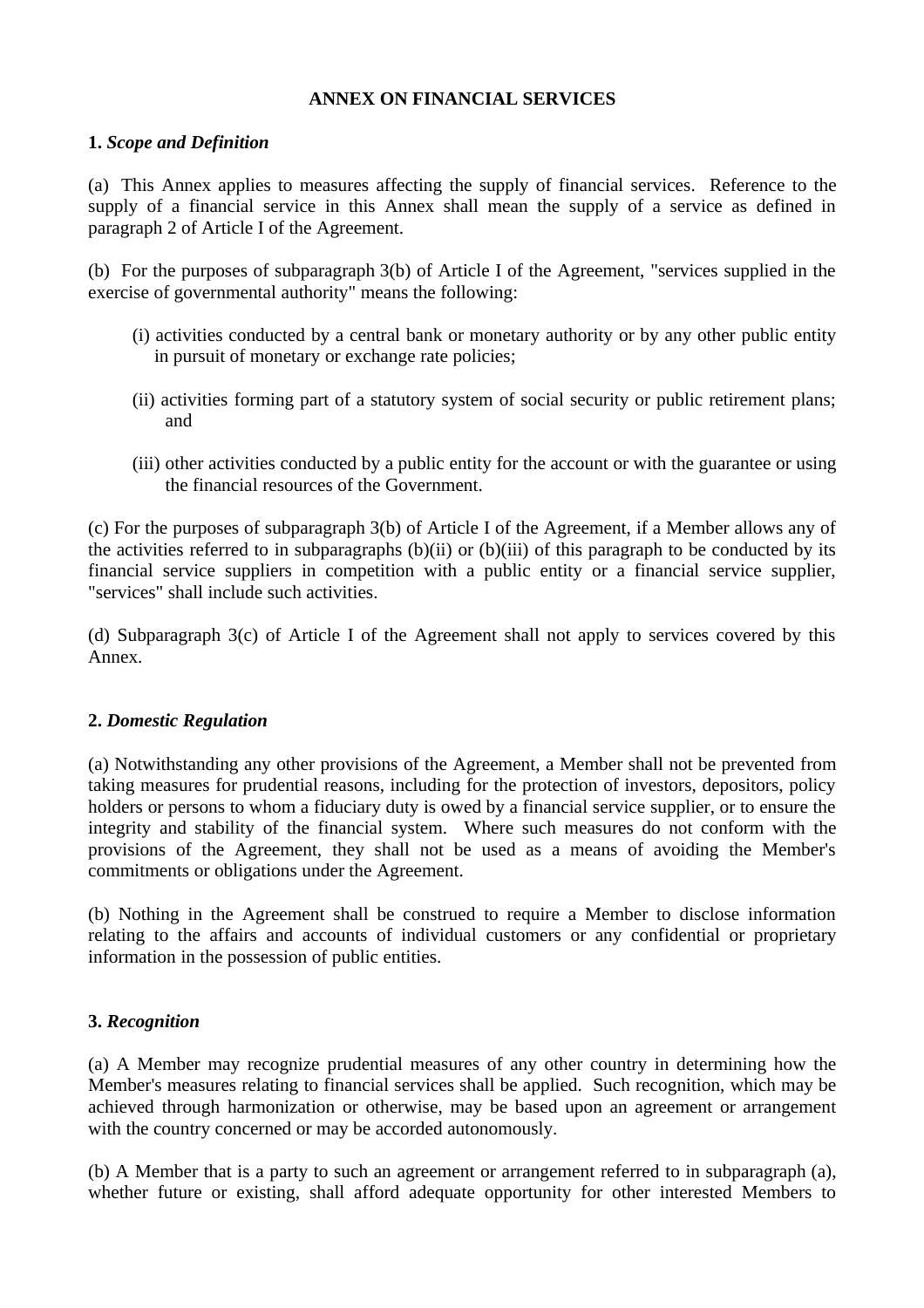# ANNEX ON FINANCIAL SERVICES

**1.** ***Scope and Definition***

(a) This Annex applies to measures affecting the supply of financial services. Reference to the supply of a financial service in this Annex shall mean the supply of a service as defined in paragraph 2 of Article I of the Agreement.

(b) For the purposes of subparagraph 3(b) of Article I of the Agreement, "services supplied in the exercise of governmental authority" means the following:

(i) activities conducted by a central bank or monetary authority or by any other public entity in pursuit of monetary or exchange rate policies;

(ii) activities forming part of a statutory system of social security or public retirement plans; and

(iii) other activities conducted by a public entity for the account or with the guarantee or using the financial resources of the Government.

(c) For the purposes of subparagraph 3(b) of Article I of the Agreement, if a Member allows any of the activities referred to in subparagraphs (b)(ii) or (b)(iii) of this paragraph to be conducted by its financial service suppliers in competition with a public entity or a financial service supplier, "services" shall include such activities.

(d) Subparagraph 3(c) of Article I of the Agreement shall not apply to services covered by this Annex.

**2.** ***Domestic Regulation***

(a) Notwithstanding any other provisions of the Agreement, a Member shall not be prevented from taking measures for prudential reasons, including for the protection of investors, depositors, policy holders or persons to whom a fiduciary duty is owed by a financial service supplier, or to ensure the integrity and stability of the financial system. Where such measures do not conform with the provisions of the Agreement, they shall not be used as a means of avoiding the Member's commitments or obligations under the Agreement.

(b) Nothing in the Agreement shall be construed to require a Member to disclose information relating to the affairs and accounts of individual customers or any confidential or proprietary information in the possession of public entities.

**3.** ***Recognition***

(a) A Member may recognize prudential measures of any other country in determining how the Member's measures relating to financial services shall be applied. Such recognition, which may be achieved through harmonization or otherwise, may be based upon an agreement or arrangement with the country concerned or may be accorded autonomously.

(b) A Member that is a party to such an agreement or arrangement referred to in subparagraph (a), whether future or existing, shall afford adequate opportunity for other interested Members to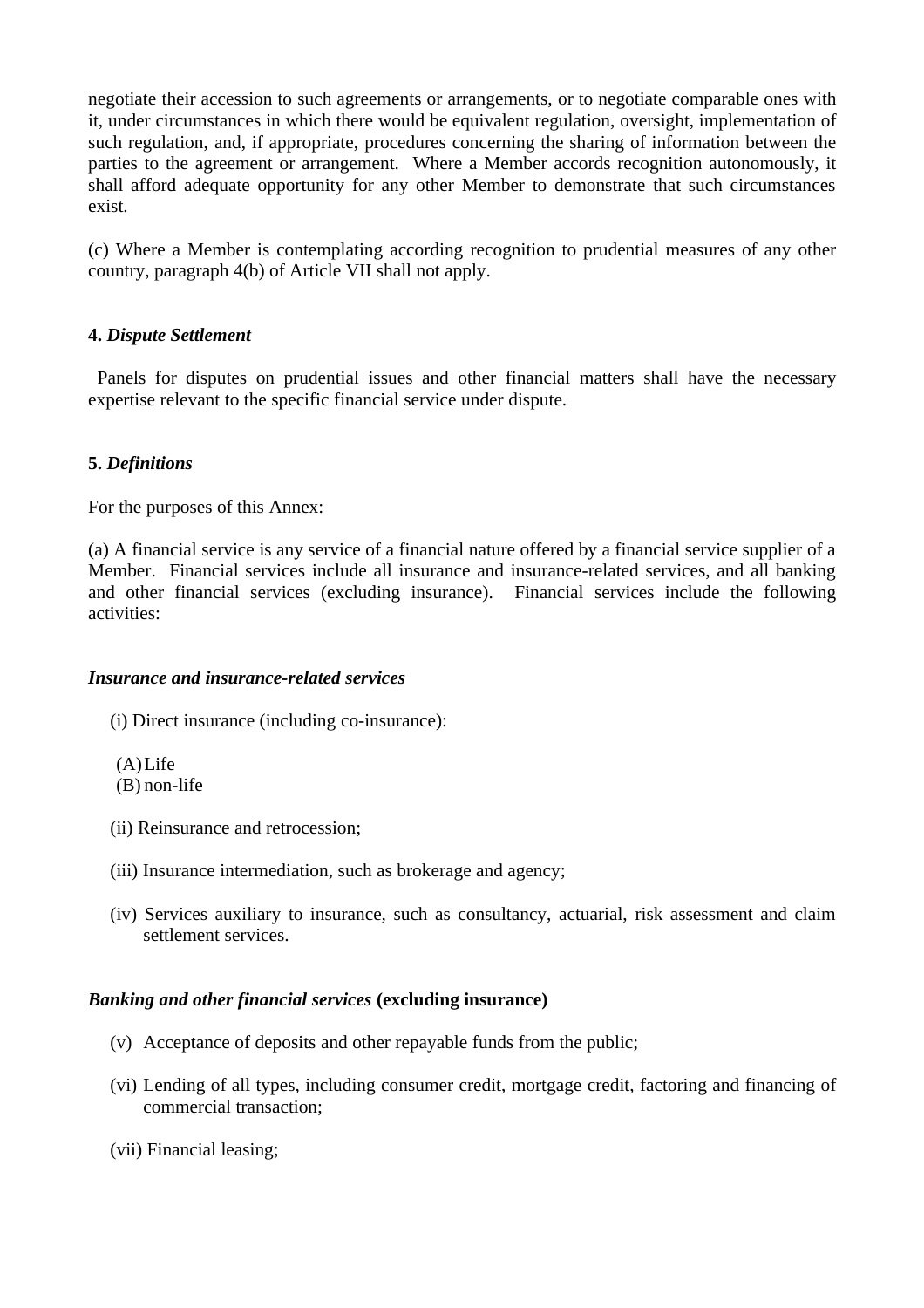negotiate their accession to such agreements or arrangements, or to negotiate comparable ones with it, under circumstances in which there would be equivalent regulation, oversight, implementation of such regulation, and, if appropriate, procedures concerning the sharing of information between the parties to the agreement or arrangement. Where a Member accords recognition autonomously, it shall afford adequate opportunity for any other Member to demonstrate that such circumstances exist.

(c) Where a Member is contemplating according recognition to prudential measures of any other country, paragraph 4(b) of Article VII shall not apply.

**4.** ***Dispute Settlement***

Panels for disputes on prudential issues and other financial matters shall have the necessary expertise relevant to the specific financial service under dispute.

**5.** ***Definitions***

For the purposes of this Annex:

(a) A financial service is any service of a financial nature offered by a financial service supplier of a Member. Financial services include all insurance and insurance-related services, and all banking and other financial services (excluding insurance). Financial services include the following activities:

***Insurance and insurance-related services***

(i) Direct insurance (including co-insurance):

(A) Life
(B) non-life

(ii) Reinsurance and retrocession;

(iii) Insurance intermediation, such as brokerage and agency;

(iv) Services auxiliary to insurance, such as consultancy, actuarial, risk assessment and claim settlement services.

***Banking and other financial services*** **(excluding insurance)**

(v) Acceptance of deposits and other repayable funds from the public;

(vi) Lending of all types, including consumer credit, mortgage credit, factoring and financing of commercial transaction;

(vii) Financial leasing;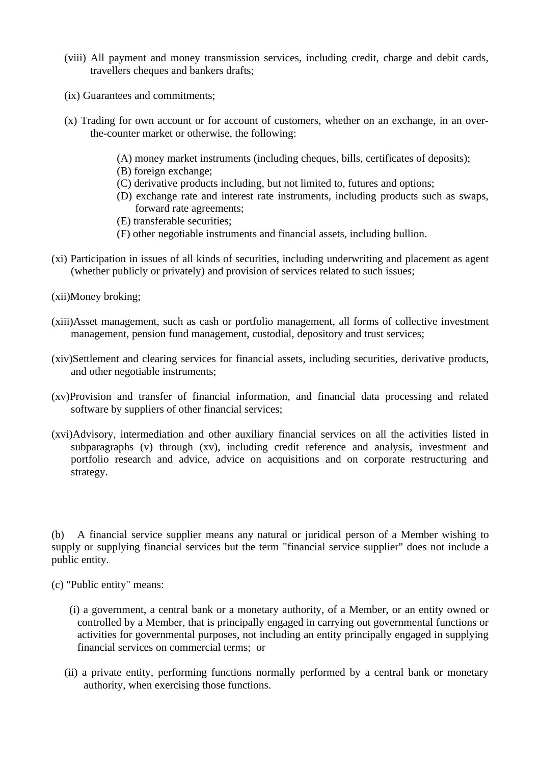(viii) All payment and money transmission services, including credit, charge and debit cards, travellers cheques and bankers drafts;

(ix) Guarantees and commitments;

(x) Trading for own account or for account of customers, whether on an exchange, in an over-the-counter market or otherwise, the following:

- (A) money market instruments (including cheques, bills, certificates of deposits);
- (B) foreign exchange;
- (C) derivative products including, but not limited to, futures and options;
- (D) exchange rate and interest rate instruments, including products such as swaps, forward rate agreements;
- (E) transferable securities;
- (F) other negotiable instruments and financial assets, including bullion.

(xi) Participation in issues of all kinds of securities, including underwriting and placement as agent (whether publicly or privately) and provision of services related to such issues;

(xii) Money broking;

(xiii) Asset management, such as cash or portfolio management, all forms of collective investment management, pension fund management, custodial, depository and trust services;

(xiv) Settlement and clearing services for financial assets, including securities, derivative products, and other negotiable instruments;

(xv) Provision and transfer of financial information, and financial data processing and related software by suppliers of other financial services;

(xvi) Advisory, intermediation and other auxiliary financial services on all the activities listed in subparagraphs (v) through (xv), including credit reference and analysis, investment and portfolio research and advice, advice on acquisitions and on corporate restructuring and strategy.

(b) A financial service supplier means any natural or juridical person of a Member wishing to supply or supplying financial services but the term "financial service supplier" does not include a public entity.

(c) "Public entity" means:

(i) a government, a central bank or a monetary authority, of a Member, or an entity owned or controlled by a Member, that is principally engaged in carrying out governmental functions or activities for governmental purposes, not including an entity principally engaged in supplying financial services on commercial terms; or

(ii) a private entity, performing functions normally performed by a central bank or monetary authority, when exercising those functions.